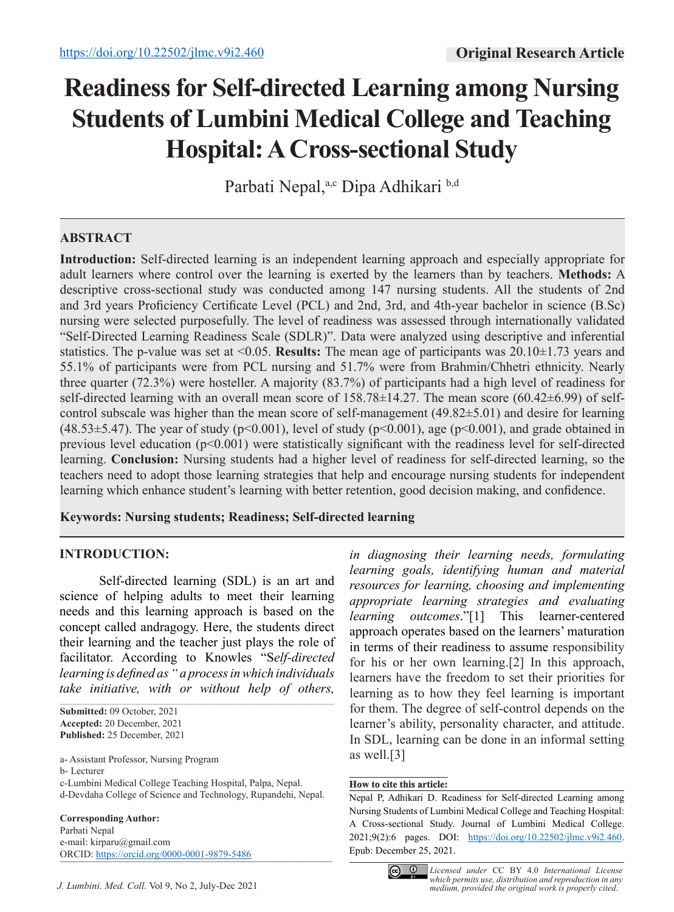https://doi.org/10.22502/jlmc.v9i2.460

**Original Research Article**

# Readiness for Self-directed Learning among Nursing Students of Lumbini Medical College and Teaching Hospital: A Cross-sectional Study

Parbati Nepal,[a,c] Dipa Adhikari [b,d]

## ABSTRACT

**Introduction:** Self-directed learning is an independent learning approach and especially appropriate for adult learners where control over the learning is exerted by the learners than by teachers. **Methods:** A descriptive cross-sectional study was conducted among 147 nursing students. All the students of 2nd and 3rd years Proficiency Certificate Level (PCL) and 2nd, 3rd, and 4th-year bachelor in science (B.Sc) nursing were selected purposefully. The level of readiness was assessed through internationally validated "Self-Directed Learning Readiness Scale (SDLR)". Data were analyzed using descriptive and inferential statistics. The p-value was set at <0.05. **Results:** The mean age of participants was 20.10±1.73 years and 55.1% of participants were from PCL nursing and 51.7% were from Brahmin/Chhetri ethnicity. Nearly three quarter (72.3%) were hosteller. A majority (83.7%) of participants had a high level of readiness for self-directed learning with an overall mean score of 158.78±14.27. The mean score (60.42±6.99) of self-control subscale was higher than the mean score of self-management (49.82±5.01) and desire for learning (48.53±5.47). The year of study (p<0.001), level of study (p<0.001), age (p<0.001), and grade obtained in previous level education (p<0.001) were statistically significant with the readiness level for self-directed learning. **Conclusion:** Nursing students had a higher level of readiness for self-directed learning, so the teachers need to adopt those learning strategies that help and encourage nursing students for independent learning which enhance student's learning with better retention, good decision making, and confidence.

**Keywords: Nursing students; Readiness; Self-directed learning**

## INTRODUCTION:

Self-directed learning (SDL) is an art and science of helping adults to meet their learning needs and this learning approach is based on the concept called andragogy. Here, the students direct their learning and the teacher just plays the role of facilitator. According to Knowles "S*elf-directed learning is defined as " a process in which individuals take initiative, with or without help of others, in diagnosing their learning needs, formulating learning goals, identifying human and material resources for learning, choosing and implementing appropriate learning strategies and evaluating learning outcomes*."[1] This learner-centered approach operates based on the learners' maturation in terms of their readiness to assume responsibility for his or her own learning.[2] In this approach, learners have the freedom to set their priorities for learning as to how they feel learning is important for them. The degree of self-control depends on the learner's ability, personality character, and attitude. In SDL, learning can be done in an informal setting as well.[3]

**Submitted:** 09 October, 2021
**Accepted:** 20 December, 2021
**Published:** 25 December, 2021

a- Assistant Professor, Nursing Program
b- Lecturer
c-Lumbini Medical College Teaching Hospital, Palpa, Nepal.
d-Devdaha College of Science and Technology, Rupandehi, Nepal.

**Corresponding Author:**
Parbati Nepal
e-mail: kirparu@gmail.com
ORCID: https://orcid.org/0000-0001-9879-5486

**How to cite this article:**
Nepal P, Adhikari D. Readiness for Self-directed Learning among Nursing Students of Lumbini Medical College and Teaching Hospital: A Cross-sectional Study. Journal of Lumbini Medical College. 2021;9(2):6 pages. DOI: https://doi.org/10.22502/jlmc.v9i2.460. Epub: December 25, 2021.

*Licensed under* CC BY 4.0 *International License which permits use, distribution and reproduction in any medium, provided the original work is properly cited.*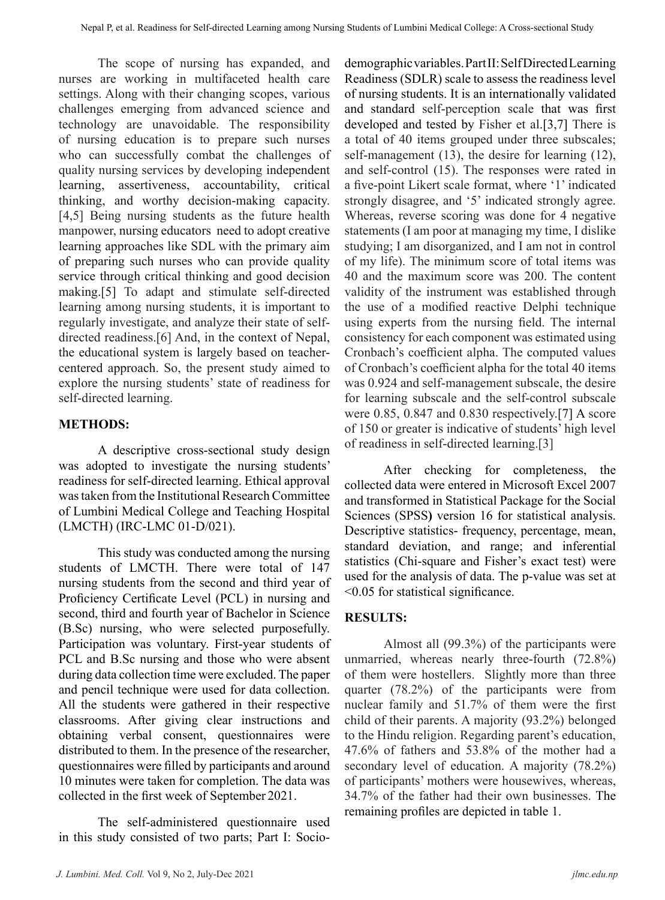The scope of nursing has expanded, and nurses are working in multifaceted health care settings. Along with their changing scopes, various challenges emerging from advanced science and technology are unavoidable. The responsibility of nursing education is to prepare such nurses who can successfully combat the challenges of quality nursing services by developing independent learning, assertiveness, accountability, critical thinking, and worthy decision-making capacity.[4,5] Being nursing students as the future health manpower, nursing educators need to adopt creative learning approaches like SDL with the primary aim of preparing such nurses who can provide quality service through critical thinking and good decision making.[5] To adapt and stimulate self-directed learning among nursing students, it is important to regularly investigate, and analyze their state of self-directed readiness.[6] And, in the context of Nepal, the educational system is largely based on teacher-centered approach. So, the present study aimed to explore the nursing students' state of readiness for self-directed learning.

## METHODS:

A descriptive cross-sectional study design was adopted to investigate the nursing students' readiness for self-directed learning. Ethical approval was taken from the Institutional Research Committee of Lumbini Medical College and Teaching Hospital (LMCTH) (IRC-LMC 01-D/021).

This study was conducted among the nursing students of LMCTH. There were total of 147 nursing students from the second and third year of Proficiency Certificate Level (PCL) in nursing and second, third and fourth year of Bachelor in Science (B.Sc) nursing, who were selected purposefully. Participation was voluntary. First-year students of PCL and B.Sc nursing and those who were absent during data collection time were excluded. The paper and pencil technique were used for data collection. All the students were gathered in their respective classrooms. After giving clear instructions and obtaining verbal consent, questionnaires were distributed to them. In the presence of the researcher, questionnaires were filled by participants and around 10 minutes were taken for completion. The data was collected in the first week of September 2021.

The self-administered questionnaire used in this study consisted of two parts; Part I: Socio-demographic variables. Part II: Self Directed Learning Readiness (SDLR) scale to assess the readiness level of nursing students. It is an internationally validated and standard self-perception scale that was first developed and tested by Fisher et al.[3,7] There is a total of 40 items grouped under three subscales; self-management (13), the desire for learning (12), and self-control (15). The responses were rated in a five-point Likert scale format, where '1' indicated strongly disagree, and '5' indicated strongly agree. Whereas, reverse scoring was done for 4 negative statements (I am poor at managing my time, I dislike studying; I am disorganized, and I am not in control of my life). The minimum score of total items was 40 and the maximum score was 200. The content validity of the instrument was established through the use of a modified reactive Delphi technique using experts from the nursing field. The internal consistency for each component was estimated using Cronbach's coefficient alpha. The computed values of Cronbach's coefficient alpha for the total 40 items was 0.924 and self-management subscale, the desire for learning subscale and the self-control subscale were 0.85, 0.847 and 0.830 respectively.[7] A score of 150 or greater is indicative of students' high level of readiness in self-directed learning.[3]

After checking for completeness, the collected data were entered in Microsoft Excel 2007 and transformed in Statistical Package for the Social Sciences (SPSS) version 16 for statistical analysis. Descriptive statistics- frequency, percentage, mean, standard deviation, and range; and inferential statistics (Chi-square and Fisher's exact test) were used for the analysis of data. The p-value was set at <0.05 for statistical significance.

## RESULTS:

Almost all (99.3%) of the participants were unmarried, whereas nearly three-fourth (72.8%) of them were hostellers. Slightly more than three quarter (78.2%) of the participants were from nuclear family and 51.7% of them were the first child of their parents. A majority (93.2%) belonged to the Hindu religion. Regarding parent's education, 47.6% of fathers and 53.8% of the mother had a secondary level of education. A majority (78.2%) of participants' mothers were housewives, whereas, 34.7% of the father had their own businesses. The remaining profiles are depicted in table 1.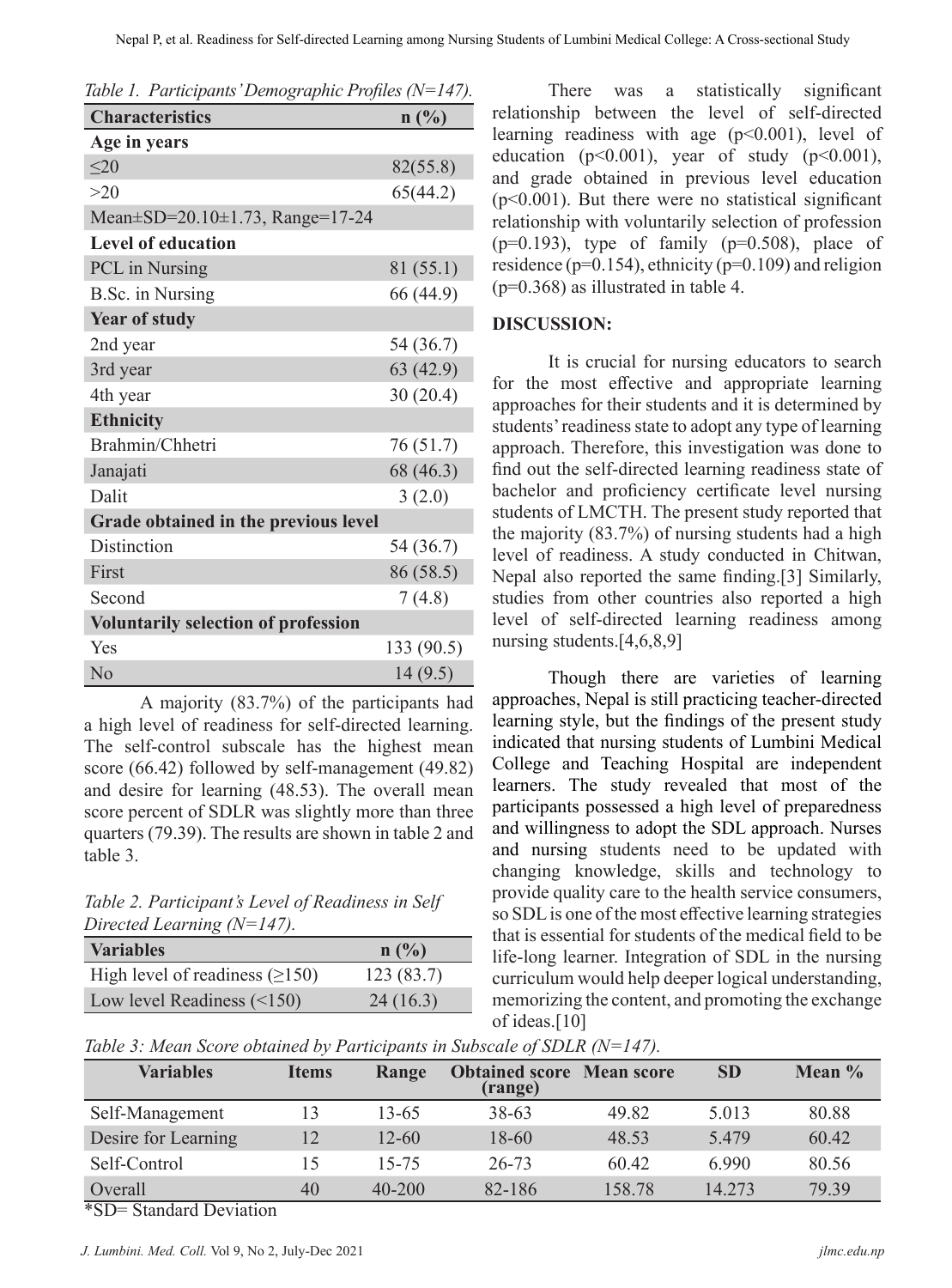*Table 1. Participants' Demographic Profiles (N=147).*

| Characteristics | n (%) |
|---|---|
| **Age in years** | |
| ≤20 | 82(55.8) |
| >20 | 65(44.2) |
| Mean±SD=20.10±1.73, Range=17-24 | |
| **Level of education** | |
| PCL in Nursing | 81 (55.1) |
| B.Sc. in Nursing | 66 (44.9) |
| **Year of study** | |
| 2nd year | 54 (36.7) |
| 3rd year | 63 (42.9) |
| 4th year | 30 (20.4) |
| **Ethnicity** | |
| Brahmin/Chhetri | 76 (51.7) |
| Janajati | 68 (46.3) |
| Dalit | 3 (2.0) |
| **Grade obtained in the previous level** | |
| Distinction | 54 (36.7) |
| First | 86 (58.5) |
| Second | 7 (4.8) |
| **Voluntarily selection of profession** | |
| Yes | 133 (90.5) |
| No | 14 (9.5) |

A majority (83.7%) of the participants had a high level of readiness for self-directed learning. The self-control subscale has the highest mean score (66.42) followed by self-management (49.82) and desire for learning (48.53). The overall mean score percent of SDLR was slightly more than three quarters (79.39). The results are shown in table 2 and table 3.

*Table 2. Participant's Level of Readiness in Self Directed Learning (N=147).*

| Variables | n (%) |
|---|---|
| High level of readiness (≥150) | 123 (83.7) |
| Low level Readiness (<150) | 24 (16.3) |

*Table 3: Mean Score obtained by Participants in Subscale of SDLR (N=147).*

| Variables | Items | Range | Obtained score (range) | Mean score | SD | Mean % |
|---|---|---|---|---|---|---|
| Self-Management | 13 | 13-65 | 38-63 | 49.82 | 5.013 | 80.88 |
| Desire for Learning | 12 | 12-60 | 18-60 | 48.53 | 5.479 | 60.42 |
| Self-Control | 15 | 15-75 | 26-73 | 60.42 | 6.990 | 80.56 |
| Overall | 40 | 40-200 | 82-186 | 158.78 | 14.273 | 79.39 |

*SD= Standard Deviation

There was a statistically significant relationship between the level of self-directed learning readiness with age ($p<0.001$), level of education ($p<0.001$), year of study ($p<0.001$), and grade obtained in previous level education ($p<0.001$). But there were no statistical significant relationship with voluntarily selection of profession ($p=0.193$), type of family ($p=0.508$), place of residence ($p=0.154$), ethnicity ($p=0.109$) and religion ($p=0.368$) as illustrated in table 4.

## DISCUSSION:

It is crucial for nursing educators to search for the most effective and appropriate learning approaches for their students and it is determined by students' readiness state to adopt any type of learning approach. Therefore, this investigation was done to find out the self-directed learning readiness state of bachelor and proficiency certificate level nursing students of LMCTH. The present study reported that the majority (83.7%) of nursing students had a high level of readiness. A study conducted in Chitwan, Nepal also reported the same finding.[3] Similarly, studies from other countries also reported a high level of self-directed learning readiness among nursing students.[4,6,8,9]

Though there are varieties of learning approaches, Nepal is still practicing teacher-directed learning style, but the findings of the present study indicated that nursing students of Lumbini Medical College and Teaching Hospital are independent learners. The study revealed that most of the participants possessed a high level of preparedness and willingness to adopt the SDL approach. Nurses and nursing students need to be updated with changing knowledge, skills and technology to provide quality care to the health service consumers, so SDL is one of the most effective learning strategies that is essential for students of the medical field to be life-long learner. Integration of SDL in the nursing curriculum would help deeper logical understanding, memorizing the content, and promoting the exchange of ideas.[10]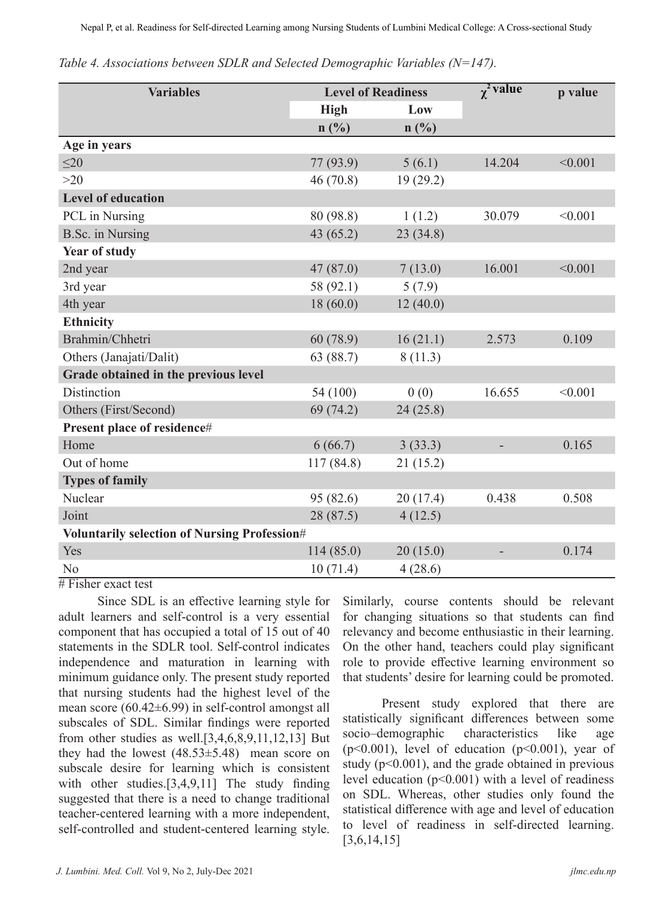*Table 4. Associations between SDLR and Selected Demographic Variables (N=147).*

| Variables | Level of Readiness | | $\chi^2$ value | p value |
|---|---|---|---|---|
| | High | Low | | |
| | n (%) | n (%) | | |
| **Age in years** | | | | |
| ≤20 | 77 (93.9) | 5 (6.1) | 14.204 | <0.001 |
| >20 | 46 (70.8) | 19 (29.2) | | |
| **Level of education** | | | | |
| PCL in Nursing | 80 (98.8) | 1 (1.2) | 30.079 | <0.001 |
| B.Sc. in Nursing | 43 (65.2) | 23 (34.8) | | |
| **Year of study** | | | | |
| 2nd year | 47 (87.0) | 7 (13.0) | 16.001 | <0.001 |
| 3rd year | 58 (92.1) | 5 (7.9) | | |
| 4th year | 18 (60.0) | 12 (40.0) | | |
| **Ethnicity** | | | | |
| Brahmin/Chhetri | 60 (78.9) | 16 (21.1) | 2.573 | 0.109 |
| Others (Janajati/Dalit) | 63 (88.7) | 8 (11.3) | | |
| **Grade obtained in the previous level** | | | | |
| Distinction | 54 (100) | 0 (0) | 16.655 | <0.001 |
| Others (First/Second) | 69 (74.2) | 24 (25.8) | | |
| **Present place of residence**# | | | | |
| Home | 6 (66.7) | 3 (33.3) | - | 0.165 |
| Out of home | 117 (84.8) | 21 (15.2) | | |
| **Types of family** | | | | |
| Nuclear | 95 (82.6) | 20 (17.4) | 0.438 | 0.508 |
| Joint | 28 (87.5) | 4 (12.5) | | |
| **Voluntarily selection of Nursing Profession**# | | | | |
| Yes | 114 (85.0) | 20 (15.0) | - | 0.174 |
| No | 10 (71.4) | 4 (28.6) | | |

# Fisher exact test

Since SDL is an effective learning style for adult learners and self-control is a very essential component that has occupied a total of 15 out of 40 statements in the SDLR tool. Self-control indicates independence and maturation in learning with minimum guidance only. The present study reported that nursing students had the highest level of the mean score (60.42±6.99) in self-control amongst all subscales of SDL. Similar findings were reported from other studies as well.[3,4,6,8,9,11,12,13] But they had the lowest (48.53±5.48) mean score on subscale desire for learning which is consistent with other studies.[3,4,9,11] The study finding suggested that there is a need to change traditional teacher-centered learning with a more independent, self-controlled and student-centered learning style. Similarly, course contents should be relevant for changing situations so that students can find relevancy and become enthusiastic in their learning. On the other hand, teachers could play significant role to provide effective learning environment so that students' desire for learning could be promoted.

Present study explored that there are statistically significant differences between some socio–demographic characteristics like age ($p<0.001$), level of education ($p<0.001$), year of study ($p<0.001$), and the grade obtained in previous level education ($p<0.001$) with a level of readiness on SDL. Whereas, other studies only found the statistical difference with age and level of education to level of readiness in self-directed learning.[3,6,14,15]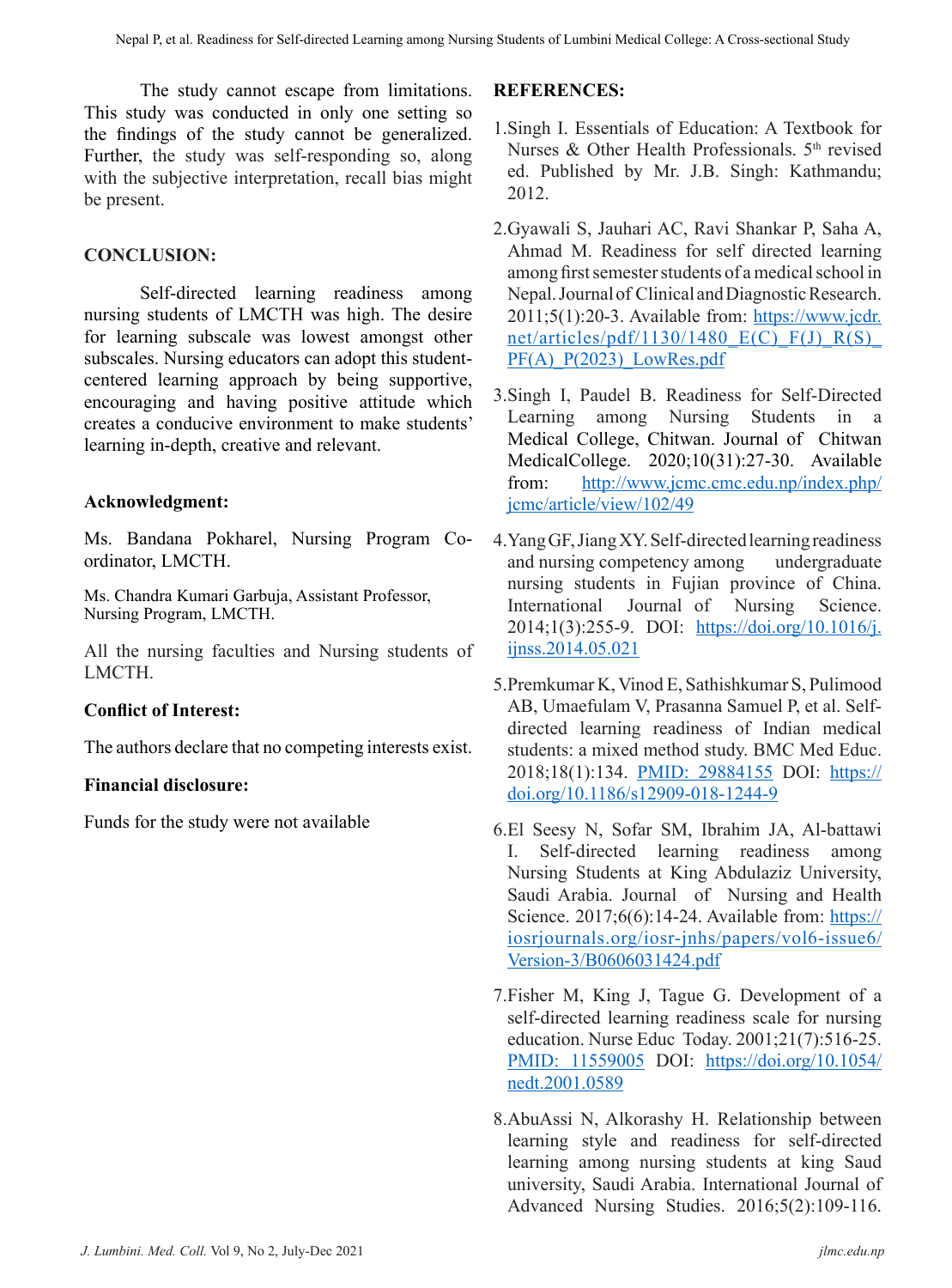The study cannot escape from limitations. This study was conducted in only one setting so the findings of the study cannot be generalized. Further, the study was self-responding so, along with the subjective interpretation, recall bias might be present.

## CONCLUSION:

Self-directed learning readiness among nursing students of LMCTH was high. The desire for learning subscale was lowest amongst other subscales. Nursing educators can adopt this student-centered learning approach by being supportive, encouraging and having positive attitude which creates a conducive environment to make students' learning in-depth, creative and relevant.

### Acknowledgment:

Ms. Bandana Pokharel, Nursing Program Co-ordinator, LMCTH.

Ms. Chandra Kumari Garbuja, Assistant Professor, Nursing Program, LMCTH.

All the nursing faculties and Nursing students of LMCTH.

### Conflict of Interest:

The authors declare that no competing interests exist.

### Financial disclosure:

Funds for the study were not available

## REFERENCES:

1. Singh I. Essentials of Education: A Textbook for Nurses & Other Health Professionals. 5th revised ed. Published by Mr. J.B. Singh: Kathmandu; 2012.
2. Gyawali S, Jauhari AC, Ravi Shankar P, Saha A, Ahmad M. Readiness for self directed learning among first semester students of a medical school in Nepal. Journal of Clinical and Diagnostic Research. 2011;5(1):20-3. Available from: https://www.jcdr.net/articles/pdf/1130/1480_E(C)_F(J)_R(S)_PF(A)_P(2023)_LowRes.pdf
3. Singh I, Paudel B. Readiness for Self-Directed Learning among Nursing Students in a Medical College, Chitwan. Journal of Chitwan MedicalCollege. 2020;10(31):27-30. Available from: http://www.jcmc.cmc.edu.np/index.php/jcmc/article/view/102/49
4. Yang GF, Jiang XY. Self-directed learning readiness and nursing competency among undergraduate nursing students in Fujian province of China. International Journal of Nursing Science. 2014;1(3):255-9. DOI: https://doi.org/10.1016/j.ijnss.2014.05.021
5. Premkumar K, Vinod E, Sathishkumar S, Pulimood AB, Umaefulam V, Prasanna Samuel P, et al. Self-directed learning readiness of Indian medical students: a mixed method study. BMC Med Educ. 2018;18(1):134. PMID: 29884155 DOI: https://doi.org/10.1186/s12909-018-1244-9
6. El Seesy N, Sofar SM, Ibrahim JA, Al-battawi I. Self-directed learning readiness among Nursing Students at King Abdulaziz University, Saudi Arabia. Journal of Nursing and Health Science. 2017;6(6):14-24. Available from: https://iosrjournals.org/iosr-jnhs/papers/vol6-issue6/Version-3/B0606031424.pdf
7. Fisher M, King J, Tague G. Development of a self-directed learning readiness scale for nursing education. Nurse Educ Today. 2001;21(7):516-25. PMID: 11559005 DOI: https://doi.org/10.1054/nedt.2001.0589
8. AbuAssi N, Alkorashy H. Relationship between learning style and readiness for self-directed learning among nursing students at king Saud university, Saudi Arabia. International Journal of Advanced Nursing Studies. 2016;5(2):109-116.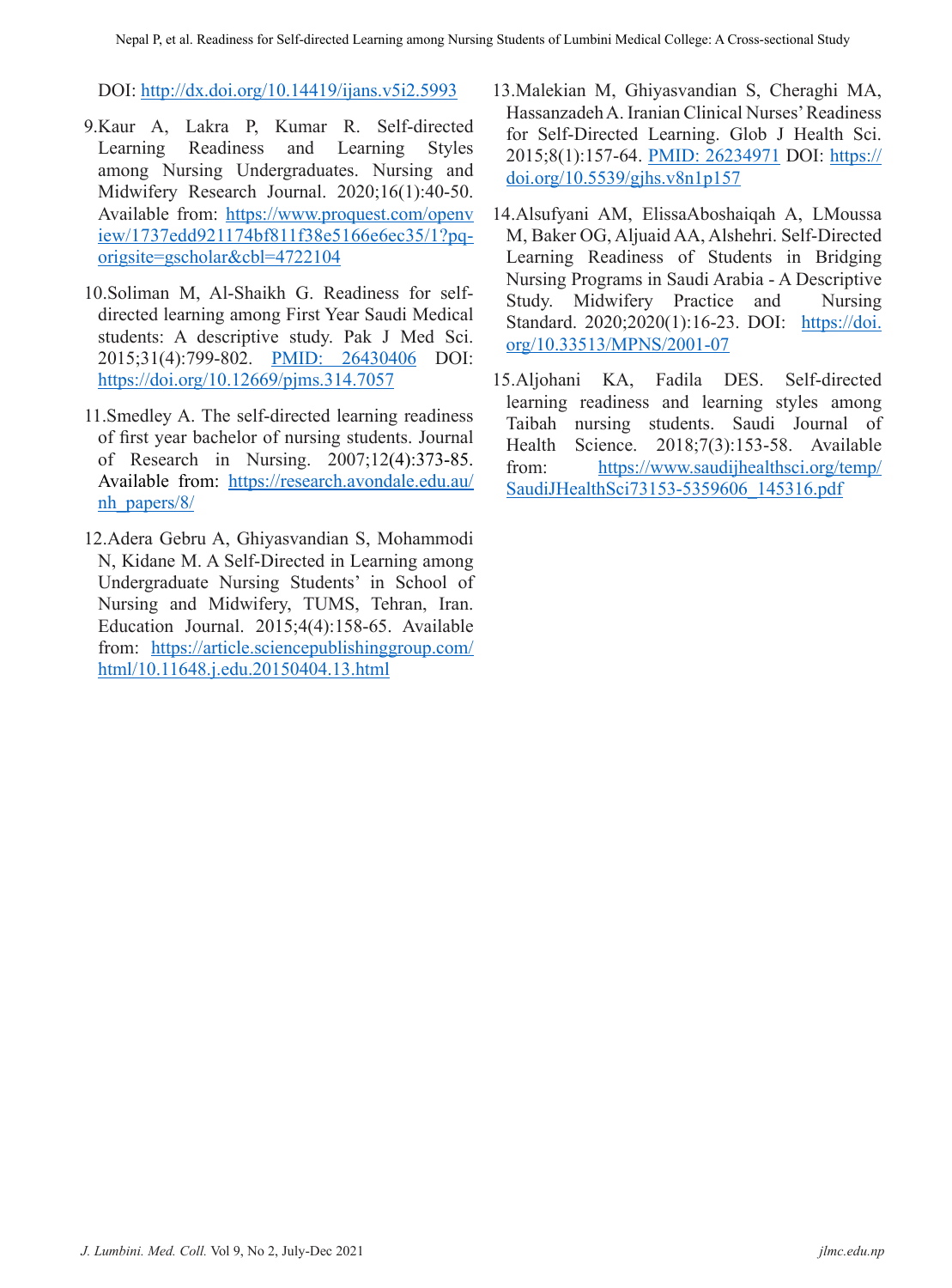DOI: http://dx.doi.org/10.14419/ijans.v5i2.5993

9. Kaur A, Lakra P, Kumar R. Self-directed Learning Readiness and Learning Styles among Nursing Undergraduates. Nursing and Midwifery Research Journal. 2020;16(1):40-50. Available from: https://www.proquest.com/openview/1737edd921174bf811f38e5166e6ec35/1?pq-origsite=gscholar&cbl=4722104

10. Soliman M, Al-Shaikh G. Readiness for self-directed learning among First Year Saudi Medical students: A descriptive study. Pak J Med Sci. 2015;31(4):799-802. PMID: 26430406 DOI: https://doi.org/10.12669/pjms.314.7057

11. Smedley A. The self-directed learning readiness of first year bachelor of nursing students. Journal of Research in Nursing. 2007;12(4):373-85. Available from: https://research.avondale.edu.au/nh_papers/8/

12. Adera Gebru A, Ghiyasvandian S, Mohammodi N, Kidane M. A Self-Directed in Learning among Undergraduate Nursing Students' in School of Nursing and Midwifery, TUMS, Tehran, Iran. Education Journal. 2015;4(4):158-65. Available from: https://article.sciencepublishinggroup.com/html/10.11648.j.edu.20150404.13.html

13. Malekian M, Ghiyasvandian S, Cheraghi MA, Hassanzadeh A. Iranian Clinical Nurses' Readiness for Self-Directed Learning. Glob J Health Sci. 2015;8(1):157-64. PMID: 26234971 DOI: https://doi.org/10.5539/gjhs.v8n1p157

14. Alsufyani AM, ElissaAboshaiqah A, LMoussa M, Baker OG, Aljuaid AA, Alshehri. Self-Directed Learning Readiness of Students in Bridging Nursing Programs in Saudi Arabia - A Descriptive Study. Midwifery Practice and Nursing Standard. 2020;2020(1):16-23. DOI: https://doi.org/10.33513/MPNS/2001-07

15. Aljohani KA, Fadila DES. Self-directed learning readiness and learning styles among Taibah nursing students. Saudi Journal of Health Science. 2018;7(3):153-58. Available from: https://www.saudijhealthsci.org/temp/SaudiJHealthSci73153-5359606_145316.pdf